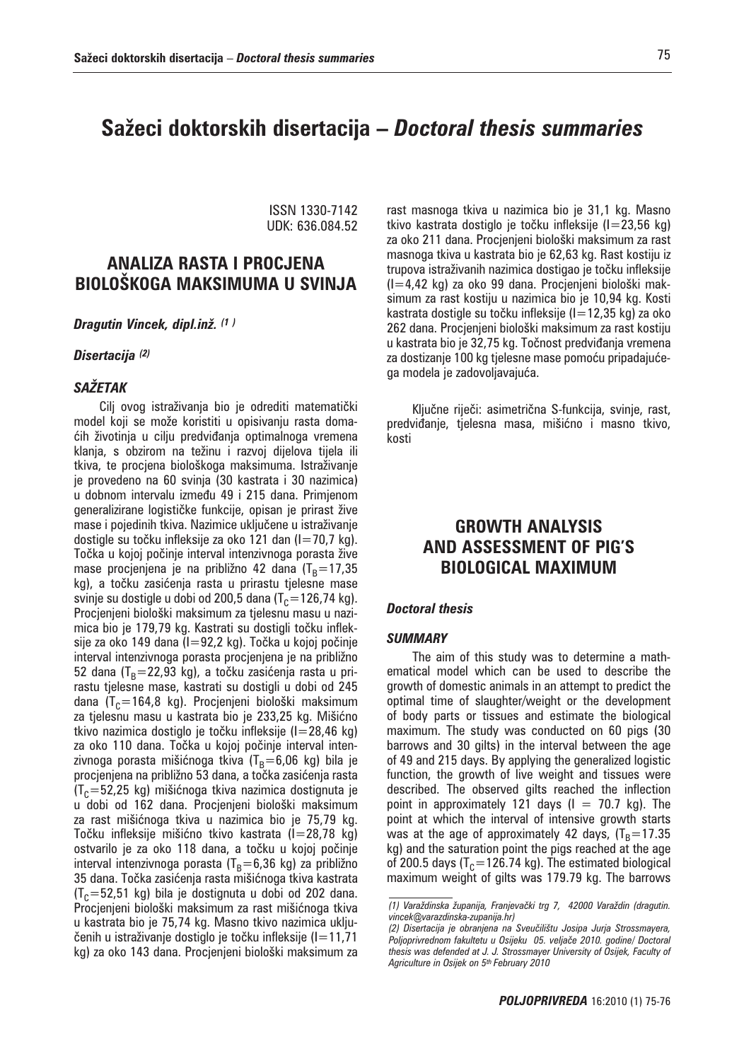# Sažeci doktorskih disertacija – *Doctoral thesis summaries*

ISSN 1330-7142
UDK: 636.084.52

## ANALIZA RASTA I PROCJENA BIOLOŠKOGA MAKSIMUMA U SVINJA

***Dragutin Vincek, dipl.inž.*** [1]

***Disertacija*** [2]

### *SAŽETAK*

Cilj ovog istraživanja bio je odrediti matematički model koji se može koristiti u opisivanju rasta domaćih životinja u cilju predviđanja optimalnoga vremena klanja, s obzirom na težinu i razvoj dijelova tijela ili tkiva, te procjena biološkoga maksimuma. Istraživanje je provedeno na 60 svinja (30 kastrata i 30 nazimica) u dobnom intervalu između 49 i 215 dana. Primjenom generalizirane logističke funkcije, opisan je prirast žive mase i pojedinih tkiva. Nazimice uključene u istraživanje dostigle su točku infleksije za oko 121 dan (I=70,7 kg). Točka u kojoj počinje interval intenzivnoga porasta žive mase procjenjena je na približno 42 dana ($T_B$=17,35 kg), a točku zasićenja rasta u prirastu tjelesne mase svinje su dostigle u dobi od 200,5 dana ($T_C$=126,74 kg). Procjenjeni biološki maksimum za tjelesnu masu u nazimica bio je 179,79 kg. Kastrati su dostigli točku infleksije za oko 149 dana (I=92,2 kg). Točka u kojoj počinje interval intenzivnoga porasta procjenjena je na približno 52 dana ($T_B$=22,93 kg), a točku zasićenja rasta u prirastu tjelesne mase, kastrati su dostigli u dobi od 245 dana ($T_C$=164,8 kg). Procjenjeni biološki maksimum za tjelesnu masu u kastrata bio je 233,25 kg. Mišićno tkivo nazimica dostiglo je točku infleksije (I=28,46 kg) za oko 110 dana. Točka u kojoj počinje interval intenzivnoga porasta mišićnoga tkiva ($T_B$=6,06 kg) bila je procjenjena na približno 53 dana, a točka zasićenja rasta ($T_C$=52,25 kg) mišićnoga tkiva nazimica dostignuta je u dobi od 162 dana. Procjenjeni biološki maksimum za rast mišićnoga tkiva u nazimica bio je 75,79 kg. Točku infleksije mišićno tkivo kastrata (I=28,78 kg) ostvarilo je za oko 118 dana, a točku u kojoj počinje interval intenzivnoga porasta ($T_B$=6,36 kg) za približno 35 dana. Točka zasićenja rasta mišićnoga tkiva kastrata ($T_C$=52,51 kg) bila je dostignuta u dobi od 202 dana. Procjenjeni biološki maksimum za rast mišićnoga tkiva u kastrata bio je 75,74 kg. Masno tkivo nazimica uključenih u istraživanje dostiglo je točku infleksije (I=11,71 kg) za oko 143 dana. Procjenjeni biološki maksimum za rast masnoga tkiva u nazimica bio je 31,1 kg. Masno tkivo kastrata dostiglo je točku infleksije (I=23,56 kg) za oko 211 dana. Procjenjeni biološki maksimum za rast masnoga tkiva u kastrata bio je 62,63 kg. Rast kostiju iz trupova istraživanih nazimica dostigao je točku infleksije (I=4,42 kg) za oko 99 dana. Procjenjeni biološki maksimum za rast kostiju u nazimica bio je 10,94 kg. Kosti kastrata dostigle su točku infleksije (I=12,35 kg) za oko 262 dana. Procjenjeni biološki maksimum za rast kostiju u kastrata bio je 32,75 kg. Točnost predviđanja vremena za dostizanje 100 kg tjelesne mase pomoću pripadajućega modela je zadovoljavajuća.

Ključne riječi: asimetrična S-funkcija, svinje, rast, predviđanje, tjelesna masa, mišićno i masno tkivo, kosti

## GROWTH ANALYSIS AND ASSESSMENT OF PIG'S BIOLOGICAL MAXIMUM

***Doctoral thesis***

### *SUMMARY*

The aim of this study was to determine a mathematical model which can be used to describe the growth of domestic animals in an attempt to predict the optimal time of slaughter/weight or the development of body parts or tissues and estimate the biological maximum. The study was conducted on 60 pigs (30 barrows and 30 gilts) in the interval between the age of 49 and 215 days. By applying the generalized logistic function, the growth of live weight and tissues were described. The observed gilts reached the inflection point in approximately 121 days (I = 70.7 kg). The point at which the interval of intensive growth starts was at the age of approximately 42 days, ($T_B$=17.35 kg) and the saturation point the pigs reached at the age of 200.5 days ($T_C$=126.74 kg). The estimated biological maximum weight of gilts was 179.79 kg. The barrows

---

*(1) Varaždinska županija, Franjevački trg 7, 42000 Varaždin (dragutin.vincek@varazdinska-zupanija.hr)*

*(2) Disertacija je obranjena na Sveučilištu Josipa Jurja Strossmayera, Poljoprivrednom fakultetu u Osijeku 05. veljače 2010. godine/ Doctoral thesis was defended at J. J. Strossmayer University of Osijek, Faculty of Agriculture in Osijek on 5th February 2010*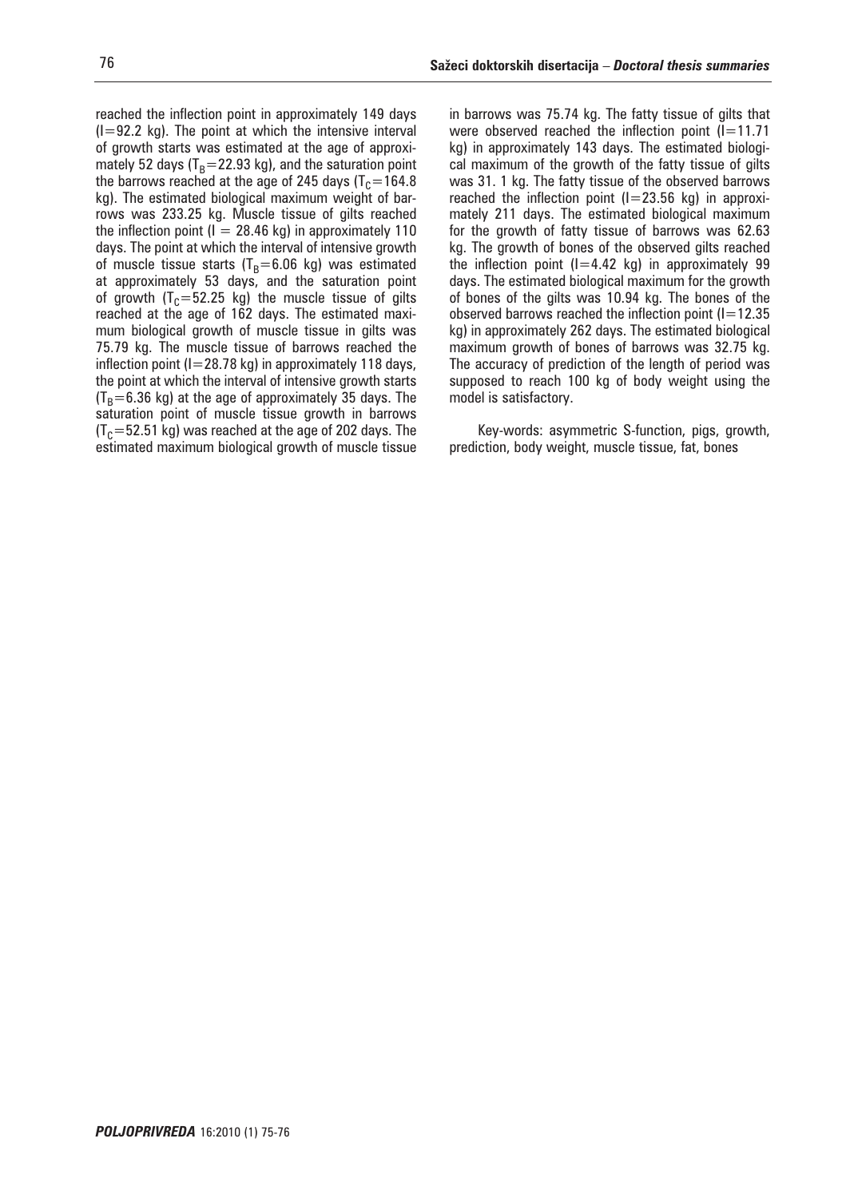reached the inflection point in approximately 149 days (I=92.2 kg). The point at which the intensive interval of growth starts was estimated at the age of approximately 52 days ($T_B$=22.93 kg), and the saturation point the barrows reached at the age of 245 days ($T_C$=164.8 kg). The estimated biological maximum weight of barrows was 233.25 kg. Muscle tissue of gilts reached the inflection point (I = 28.46 kg) in approximately 110 days. The point at which the interval of intensive growth of muscle tissue starts ($T_B$=6.06 kg) was estimated at approximately 53 days, and the saturation point of growth ($T_C$=52.25 kg) the muscle tissue of gilts reached at the age of 162 days. The estimated maximum biological growth of muscle tissue in gilts was 75.79 kg. The muscle tissue of barrows reached the inflection point (I=28.78 kg) in approximately 118 days, the point at which the interval of intensive growth starts ($T_B$=6.36 kg) at the age of approximately 35 days. The saturation point of muscle tissue growth in barrows ($T_C$=52.51 kg) was reached at the age of 202 days. The estimated maximum biological growth of muscle tissue in barrows was 75.74 kg. The fatty tissue of gilts that were observed reached the inflection point (I=11.71 kg) in approximately 143 days. The estimated biological maximum of the growth of the fatty tissue of gilts was 31. 1 kg. The fatty tissue of the observed barrows reached the inflection point (I=23.56 kg) in approximately 211 days. The estimated biological maximum for the growth of fatty tissue of barrows was 62.63 kg. The growth of bones of the observed gilts reached the inflection point (I=4.42 kg) in approximately 99 days. The estimated biological maximum for the growth of bones of the gilts was 10.94 kg. The bones of the observed barrows reached the inflection point (I=12.35 kg) in approximately 262 days. The estimated biological maximum growth of bones of barrows was 32.75 kg. The accuracy of prediction of the length of period was supposed to reach 100 kg of body weight using the model is satisfactory.

Key-words: asymmetric S-function, pigs, growth, prediction, body weight, muscle tissue, fat, bones